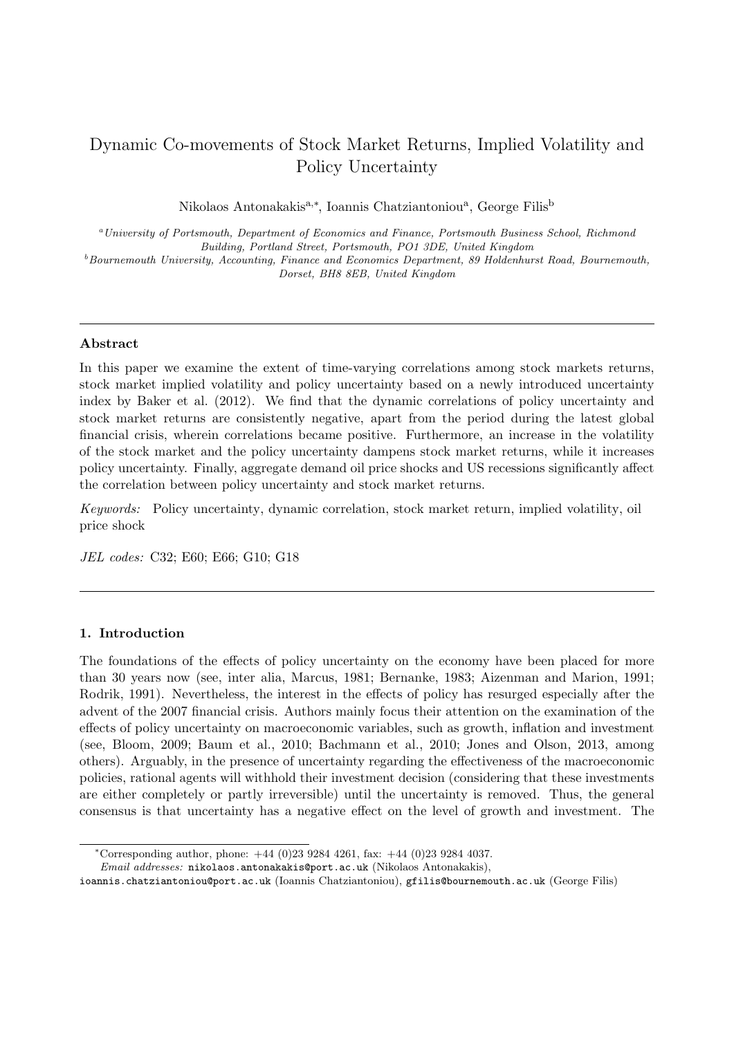# Dynamic Co-movements of Stock Market Returns, Implied Volatility and Policy Uncertainty

Nikolaos Antonakakis[a,*], Ioannis Chatziantoniou[a], George Filis[b]

[a] *University of Portsmouth, Department of Economics and Finance, Portsmouth Business School, Richmond Building, Portland Street, Portsmouth, PO1 3DE, United Kingdom*

[b] *Bournemouth University, Accounting, Finance and Economics Department, 89 Holdenhurst Road, Bournemouth, Dorset, BH8 8EB, United Kingdom*

---

### Abstract

In this paper we examine the extent of time-varying correlations among stock markets returns, stock market implied volatility and policy uncertainty based on a newly introduced uncertainty index by Baker et al. (2012). We find that the dynamic correlations of policy uncertainty and stock market returns are consistently negative, apart from the period during the latest global financial crisis, wherein correlations became positive. Furthermore, an increase in the volatility of the stock market and the policy uncertainty dampens stock market returns, while it increases policy uncertainty. Finally, aggregate demand oil price shocks and US recessions significantly affect the correlation between policy uncertainty and stock market returns.

*Keywords:* Policy uncertainty, dynamic correlation, stock market return, implied volatility, oil price shock

*JEL codes:* C32; E60; E66; G10; G18

---

## 1. Introduction

The foundations of the effects of policy uncertainty on the economy have been placed for more than 30 years now (see, inter alia, Marcus, 1981; Bernanke, 1983; Aizenman and Marion, 1991; Rodrik, 1991). Nevertheless, the interest in the effects of policy has resurged especially after the advent of the 2007 financial crisis. Authors mainly focus their attention on the examination of the effects of policy uncertainty on macroeconomic variables, such as growth, inflation and investment (see, Bloom, 2009; Baum et al., 2010; Bachmann et al., 2010; Jones and Olson, 2013, among others). Arguably, in the presence of uncertainty regarding the effectiveness of the macroeconomic policies, rational agents will withhold their investment decision (considering that these investments are either completely or partly irreversible) until the uncertainty is removed. Thus, the general consensus is that uncertainty has a negative effect on the level of growth and investment. The

---

*Corresponding author, phone: +44 (0)23 9284 4261, fax: +44 (0)23 9284 4037.

*Email addresses:* nikolaos.antonakakis@port.ac.uk (Nikolaos Antonakakis), ioannis.chatziantoniou@port.ac.uk (Ioannis Chatziantoniou), gfilis@bournemouth.ac.uk (George Filis)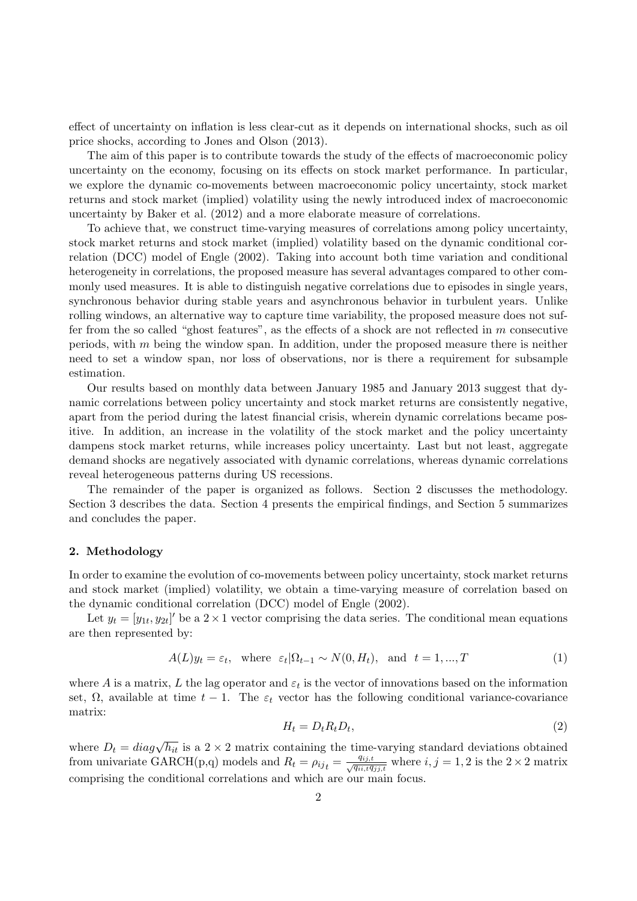effect of uncertainty on inflation is less clear-cut as it depends on international shocks, such as oil price shocks, according to Jones and Olson (2013).

The aim of this paper is to contribute towards the study of the effects of macroeconomic policy uncertainty on the economy, focusing on its effects on stock market performance. In particular, we explore the dynamic co-movements between macroeconomic policy uncertainty, stock market returns and stock market (implied) volatility using the newly introduced index of macroeconomic uncertainty by Baker et al. (2012) and a more elaborate measure of correlations.

To achieve that, we construct time-varying measures of correlations among policy uncertainty, stock market returns and stock market (implied) volatility based on the dynamic conditional correlation (DCC) model of Engle (2002). Taking into account both time variation and conditional heterogeneity in correlations, the proposed measure has several advantages compared to other commonly used measures. It is able to distinguish negative correlations due to episodes in single years, synchronous behavior during stable years and asynchronous behavior in turbulent years. Unlike rolling windows, an alternative way to capture time variability, the proposed measure does not suffer from the so called "ghost features", as the effects of a shock are not reflected in $m$ consecutive periods, with $m$ being the window span. In addition, under the proposed measure there is neither need to set a window span, nor loss of observations, nor is there a requirement for subsample estimation.

Our results based on monthly data between January 1985 and January 2013 suggest that dynamic correlations between policy uncertainty and stock market returns are consistently negative, apart from the period during the latest financial crisis, wherein dynamic correlations became positive. In addition, an increase in the volatility of the stock market and the policy uncertainty dampens stock market returns, while increases policy uncertainty. Last but not least, aggregate demand shocks are negatively associated with dynamic correlations, whereas dynamic correlations reveal heterogeneous patterns during US recessions.

The remainder of the paper is organized as follows. Section 2 discusses the methodology. Section 3 describes the data. Section 4 presents the empirical findings, and Section 5 summarizes and concludes the paper.

## 2. Methodology

In order to examine the evolution of co-movements between policy uncertainty, stock market returns and stock market (implied) volatility, we obtain a time-varying measure of correlation based on the dynamic conditional correlation (DCC) model of Engle (2002).

Let $y_t = [y_{1t}, y_{2t}]'$ be a $2 \times 1$ vector comprising the data series. The conditional mean equations are then represented by:

$$A(L)y_t = \varepsilon_t, \quad \text{where} \quad \varepsilon_t|\Omega_{t-1} \sim N(0, H_t), \quad \text{and} \quad t = 1, ..., T \tag{1}$$

where $A$ is a matrix, $L$ the lag operator and $\varepsilon_t$ is the vector of innovations based on the information set, $\Omega$, available at time $t-1$. The $\varepsilon_t$ vector has the following conditional variance-covariance matrix:

$$H_t = D_t R_t D_t, \tag{2}$$

where $D_t = diag\sqrt{h_{it}}$ is a $2 \times 2$ matrix containing the time-varying standard deviations obtained from univariate GARCH(p,q) models and $R_t = \rho_{ij_t} = \frac{q_{ij,t}}{\sqrt{q_{ii,t}q_{jj,t}}}$ where $i, j = 1, 2$ is the $2 \times 2$ matrix comprising the conditional correlations and which are our main focus.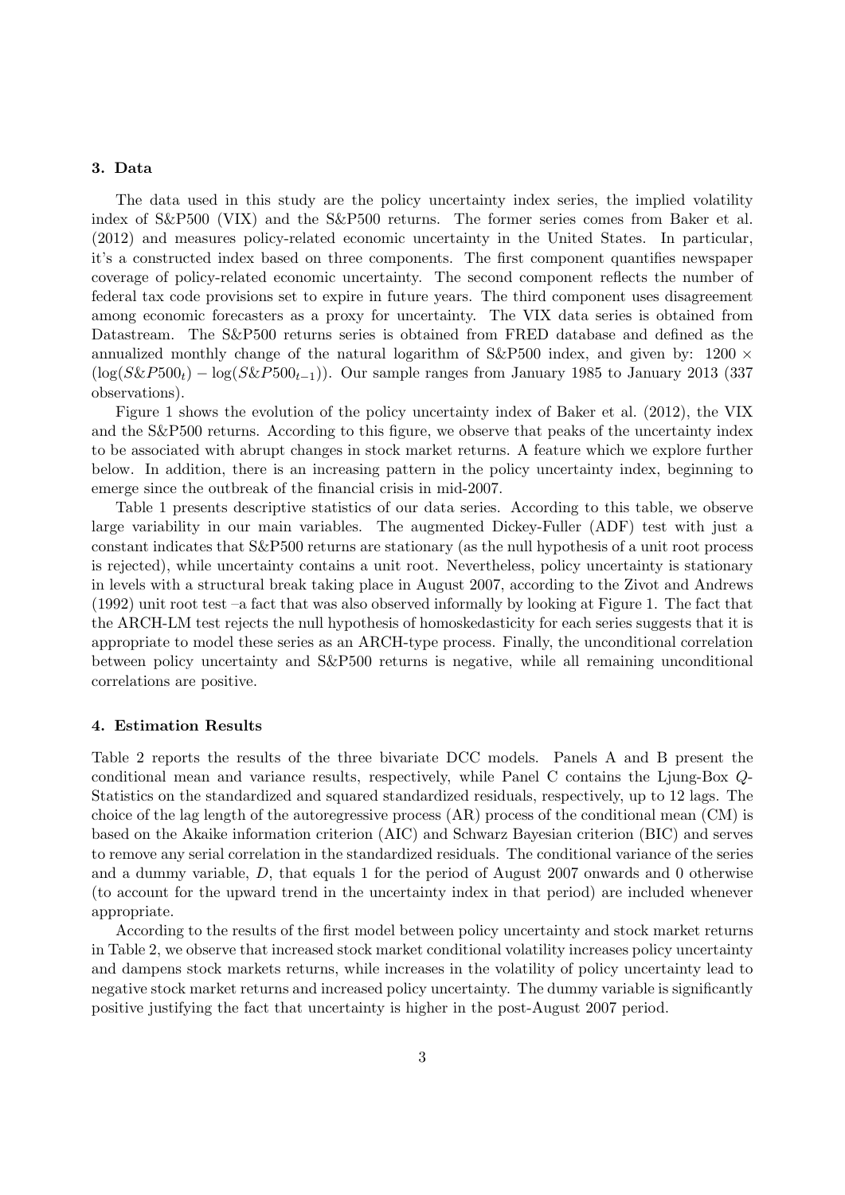### 3. Data

The data used in this study are the policy uncertainty index series, the implied volatility index of S&P500 (VIX) and the S&P500 returns. The former series comes from Baker et al. (2012) and measures policy-related economic uncertainty in the United States. In particular, it's a constructed index based on three components. The first component quantifies newspaper coverage of policy-related economic uncertainty. The second component reflects the number of federal tax code provisions set to expire in future years. The third component uses disagreement among economic forecasters as a proxy for uncertainty. The VIX data series is obtained from Datastream. The S&P500 returns series is obtained from FRED database and defined as the annualized monthly change of the natural logarithm of S&P500 index, and given by: $1200 \times (\log(S\&P500_t) - \log(S\&P500_{t-1}))$. Our sample ranges from January 1985 to January 2013 (337 observations).

Figure 1 shows the evolution of the policy uncertainty index of Baker et al. (2012), the VIX and the S&P500 returns. According to this figure, we observe that peaks of the uncertainty index to be associated with abrupt changes in stock market returns. A feature which we explore further below. In addition, there is an increasing pattern in the policy uncertainty index, beginning to emerge since the outbreak of the financial crisis in mid-2007.

Table 1 presents descriptive statistics of our data series. According to this table, we observe large variability in our main variables. The augmented Dickey-Fuller (ADF) test with just a constant indicates that S&P500 returns are stationary (as the null hypothesis of a unit root process is rejected), while uncertainty contains a unit root. Nevertheless, policy uncertainty is stationary in levels with a structural break taking place in August 2007, according to the Zivot and Andrews (1992) unit root test –a fact that was also observed informally by looking at Figure 1. The fact that the ARCH-LM test rejects the null hypothesis of homoskedasticity for each series suggests that it is appropriate to model these series as an ARCH-type process. Finally, the unconditional correlation between policy uncertainty and S&P500 returns is negative, while all remaining unconditional correlations are positive.

### 4. Estimation Results

Table 2 reports the results of the three bivariate DCC models. Panels A and B present the conditional mean and variance results, respectively, while Panel C contains the Ljung-Box $Q$-Statistics on the standardized and squared standardized residuals, respectively, up to 12 lags. The choice of the lag length of the autoregressive process (AR) process of the conditional mean (CM) is based on the Akaike information criterion (AIC) and Schwarz Bayesian criterion (BIC) and serves to remove any serial correlation in the standardized residuals. The conditional variance of the series and a dummy variable, $D$, that equals 1 for the period of August 2007 onwards and 0 otherwise (to account for the upward trend in the uncertainty index in that period) are included whenever appropriate.

According to the results of the first model between policy uncertainty and stock market returns in Table 2, we observe that increased stock market conditional volatility increases policy uncertainty and dampens stock markets returns, while increases in the volatility of policy uncertainty lead to negative stock market returns and increased policy uncertainty. The dummy variable is significantly positive justifying the fact that uncertainty is higher in the post-August 2007 period.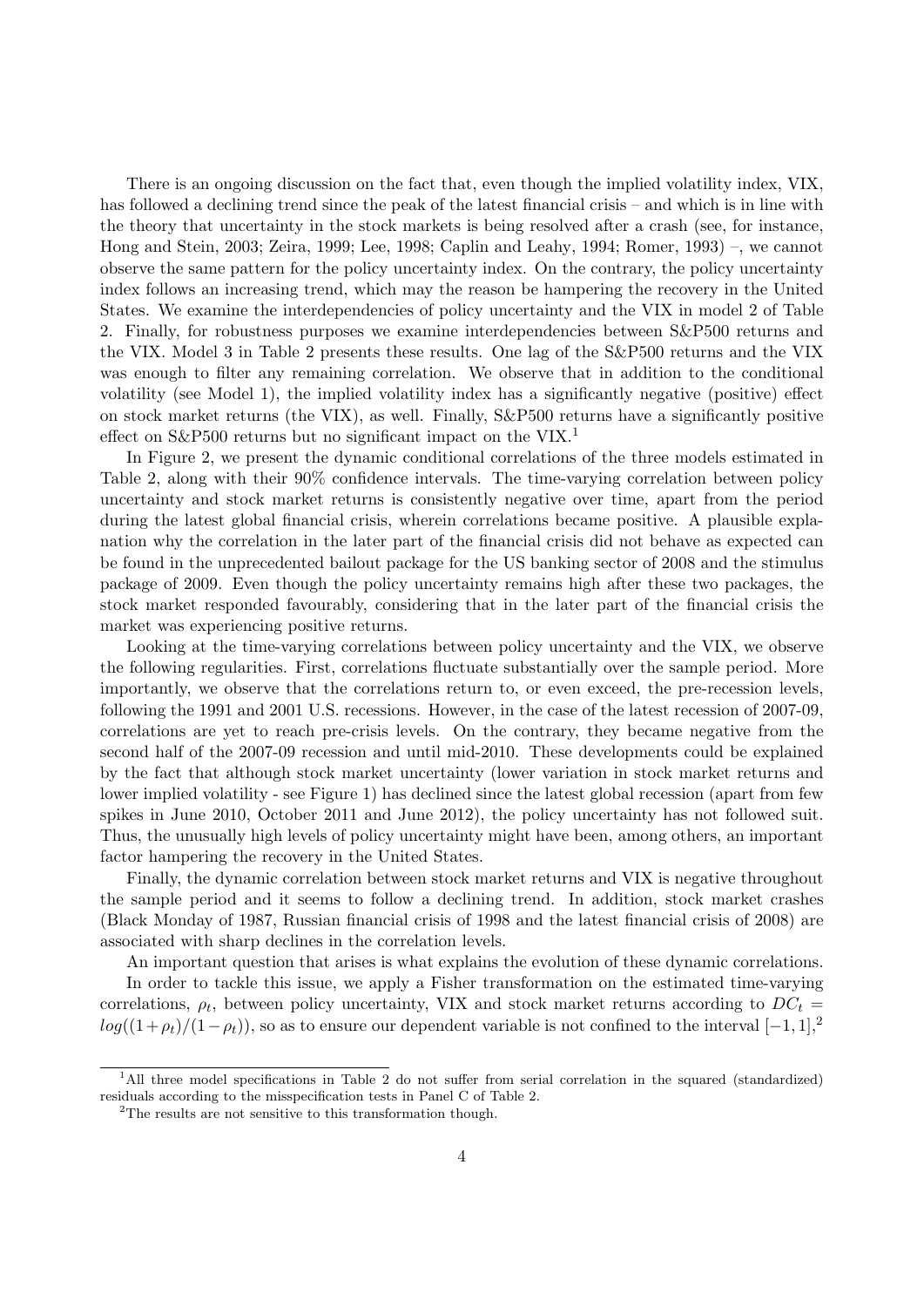There is an ongoing discussion on the fact that, even though the implied volatility index, VIX, has followed a declining trend since the peak of the latest financial crisis – and which is in line with the theory that uncertainty in the stock markets is being resolved after a crash (see, for instance, Hong and Stein, 2003; Zeira, 1999; Lee, 1998; Caplin and Leahy, 1994; Romer, 1993) –, we cannot observe the same pattern for the policy uncertainty index. On the contrary, the policy uncertainty index follows an increasing trend, which may the reason be hampering the recovery in the United States. We examine the interdependencies of policy uncertainty and the VIX in model 2 of Table 2. Finally, for robustness purposes we examine interdependencies between S&P500 returns and the VIX. Model 3 in Table 2 presents these results. One lag of the S&P500 returns and the VIX was enough to filter any remaining correlation. We observe that in addition to the conditional volatility (see Model 1), the implied volatility index has a significantly negative (positive) effect on stock market returns (the VIX), as well. Finally, S&P500 returns have a significantly positive effect on S&P500 returns but no significant impact on the VIX.[1]

In Figure 2, we present the dynamic conditional correlations of the three models estimated in Table 2, along with their 90% confidence intervals. The time-varying correlation between policy uncertainty and stock market returns is consistently negative over time, apart from the period during the latest global financial crisis, wherein correlations became positive. A plausible explanation why the correlation in the later part of the financial crisis did not behave as expected can be found in the unprecedented bailout package for the US banking sector of 2008 and the stimulus package of 2009. Even though the policy uncertainty remains high after these two packages, the stock market responded favourably, considering that in the later part of the financial crisis the market was experiencing positive returns.

Looking at the time-varying correlations between policy uncertainty and the VIX, we observe the following regularities. First, correlations fluctuate substantially over the sample period. More importantly, we observe that the correlations return to, or even exceed, the pre-recession levels, following the 1991 and 2001 U.S. recessions. However, in the case of the latest recession of 2007-09, correlations are yet to reach pre-crisis levels. On the contrary, they became negative from the second half of the 2007-09 recession and until mid-2010. These developments could be explained by the fact that although stock market uncertainty (lower variation in stock market returns and lower implied volatility - see Figure 1) has declined since the latest global recession (apart from few spikes in June 2010, October 2011 and June 2012), the policy uncertainty has not followed suit. Thus, the unusually high levels of policy uncertainty might have been, among others, an important factor hampering the recovery in the United States.

Finally, the dynamic correlation between stock market returns and VIX is negative throughout the sample period and it seems to follow a declining trend. In addition, stock market crashes (Black Monday of 1987, Russian financial crisis of 1998 and the latest financial crisis of 2008) are associated with sharp declines in the correlation levels.

An important question that arises is what explains the evolution of these dynamic correlations. In order to tackle this issue, we apply a Fisher transformation on the estimated time-varying correlations, $\rho_t$, between policy uncertainty, VIX and stock market returns according to $DC_t = log((1+\rho_t)/(1-\rho_t))$, so as to ensure our dependent variable is not confined to the interval $[-1, 1]$,[2]

[1]All three model specifications in Table 2 do not suffer from serial correlation in the squared (standardized) residuals according to the misspecification tests in Panel C of Table 2.

[2]The results are not sensitive to this transformation though.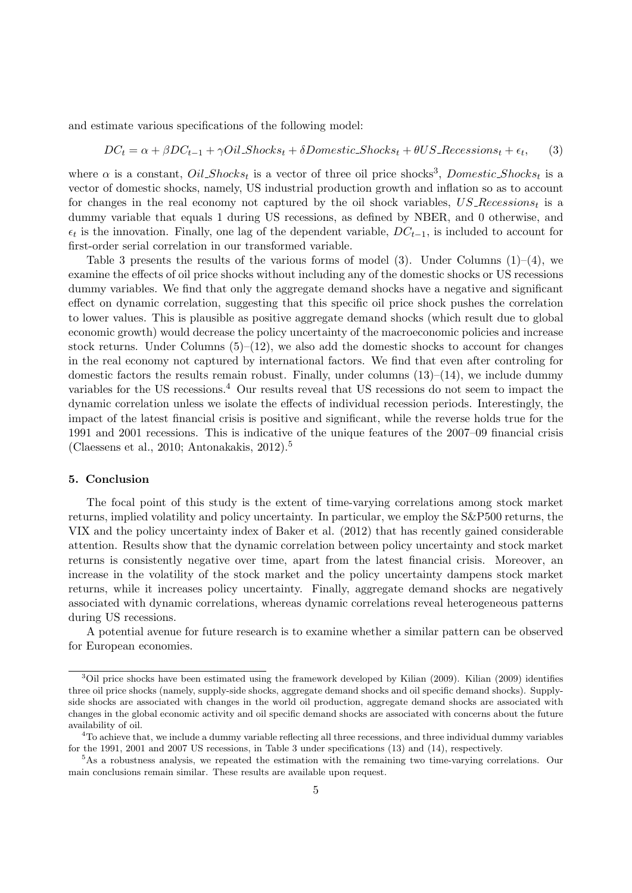and estimate various specifications of the following model:

$$DC_t = \alpha + \beta DC_{t-1} + \gamma Oil\_Shocks_t + \delta Domestic\_Shocks_t + \theta US\_Recessions_t + \epsilon_t, \tag{3}$$

where $\alpha$ is a constant, $Oil\_Shocks_t$ is a vector of three oil price shocks[3], $Domestic\_Shocks_t$ is a vector of domestic shocks, namely, US industrial production growth and inflation so as to account for changes in the real economy not captured by the oil shock variables, $US\_Recessions_t$ is a dummy variable that equals 1 during US recessions, as defined by NBER, and 0 otherwise, and $\epsilon_t$ is the innovation. Finally, one lag of the dependent variable, $DC_{t-1}$, is included to account for first-order serial correlation in our transformed variable.

Table 3 presents the results of the various forms of model (3). Under Columns (1)–(4), we examine the effects of oil price shocks without including any of the domestic shocks or US recessions dummy variables. We find that only the aggregate demand shocks have a negative and significant effect on dynamic correlation, suggesting that this specific oil price shock pushes the correlation to lower values. This is plausible as positive aggregate demand shocks (which result due to global economic growth) would decrease the policy uncertainty of the macroeconomic policies and increase stock returns. Under Columns (5)–(12), we also add the domestic shocks to account for changes in the real economy not captured by international factors. We find that even after controling for domestic factors the results remain robust. Finally, under columns (13)–(14), we include dummy variables for the US recessions.[4] Our results reveal that US recessions do not seem to impact the dynamic correlation unless we isolate the effects of individual recession periods. Interestingly, the impact of the latest financial crisis is positive and significant, while the reverse holds true for the 1991 and 2001 recessions. This is indicative of the unique features of the 2007–09 financial crisis (Claessens et al., 2010; Antonakakis, 2012).[5]

## 5. Conclusion

The focal point of this study is the extent of time-varying correlations among stock market returns, implied volatility and policy uncertainty. In particular, we employ the S&P500 returns, the VIX and the policy uncertainty index of Baker et al. (2012) that has recently gained considerable attention. Results show that the dynamic correlation between policy uncertainty and stock market returns is consistently negative over time, apart from the latest financial crisis. Moreover, an increase in the volatility of the stock market and the policy uncertainty dampens stock market returns, while it increases policy uncertainty. Finally, aggregate demand shocks are negatively associated with dynamic correlations, whereas dynamic correlations reveal heterogeneous patterns during US recessions.

A potential avenue for future research is to examine whether a similar pattern can be observed for European economies.

---

[3] Oil price shocks have been estimated using the framework developed by Kilian (2009). Kilian (2009) identifies three oil price shocks (namely, supply-side shocks, aggregate demand shocks and oil specific demand shocks). Supply-side shocks are associated with changes in the world oil production, aggregate demand shocks are associated with changes in the global economic activity and oil specific demand shocks are associated with concerns about the future availability of oil.

[4] To achieve that, we include a dummy variable reflecting all three recessions, and three individual dummy variables for the 1991, 2001 and 2007 US recessions, in Table 3 under specifications (13) and (14), respectively.

[5] As a robustness analysis, we repeated the estimation with the remaining two time-varying correlations. Our main conclusions remain similar. These results are available upon request.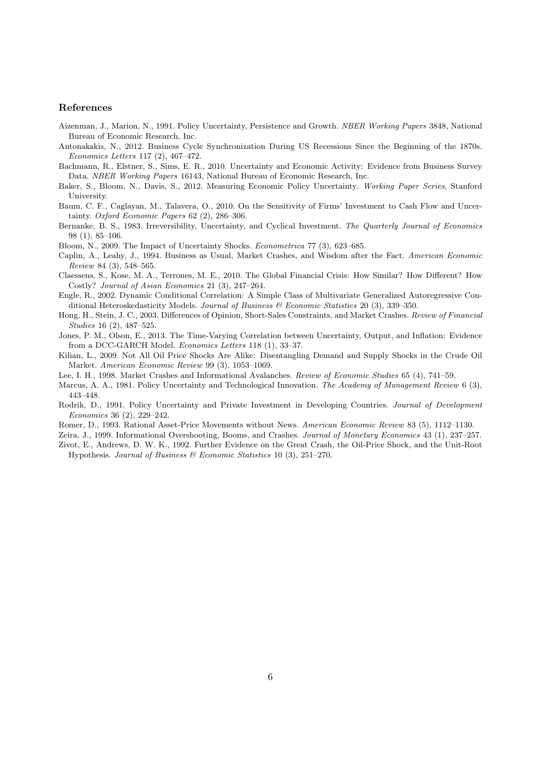## References

Aizenman, J., Marion, N., 1991. Policy Uncertainty, Persistence and Growth. *NBER Working Papers* 3848, National Bureau of Economic Research, Inc.

Antonakakis, N., 2012. Business Cycle Synchronization During US Recessions Since the Beginning of the 1870s. *Economics Letters* 117 (2), 467–472.

Bachmann, R., Elstner, S., Sims, E. R., 2010. Uncertainty and Economic Activity: Evidence from Business Survey Data. *NBER Working Papers* 16143, National Bureau of Economic Research, Inc.

Baker, S., Bloom, N., Davis, S., 2012. Measuring Economic Policy Uncertainty. *Working Paper Series*, Stanford University.

Baum, C. F., Caglayan, M., Talavera, O., 2010. On the Sensitivity of Firms' Investment to Cash Flow and Uncertainty. *Oxford Economic Papers* 62 (2), 286–306.

Bernanke, B. S., 1983. Irreversibility, Uncertainty, and Cyclical Investment. *The Quarterly Journal of Economics* 98 (1), 85–106.

Bloom, N., 2009. The Impact of Uncertainty Shocks. *Econometrica* 77 (3), 623–685.

Caplin, A., Leahy, J., 1994. Business as Usual, Market Crashes, and Wisdom after the Fact. *American Economic Review* 84 (3), 548–565.

Claessens, S., Kose, M. A., Terrones, M. E., 2010. The Global Financial Crisis: How Similar? How Different? How Costly? *Journal of Asian Economics* 21 (3), 247–264.

Engle, R., 2002. Dynamic Conditional Correlation: A Simple Class of Multivariate Generalized Autoregressive Conditional Heteroskedasticity Models. *Journal of Business & Economic Statistics* 20 (3), 339–350.

Hong, H., Stein, J. C., 2003. Differences of Opinion, Short-Sales Constraints, and Market Crashes. *Review of Financial Studies* 16 (2), 487–525.

Jones, P. M., Olson, E., 2013. The Time-Varying Correlation between Uncertainty, Output, and Inflation: Evidence from a DCC-GARCH Model. *Economics Letters* 118 (1), 33–37.

Kilian, L., 2009. Not All Oil Price Shocks Are Alike: Disentangling Demand and Supply Shocks in the Crude Oil Market. *American Economic Review* 99 (3), 1053–1069.

Lee, I. H., 1998. Market Crashes and Informational Avalanches. *Review of Economic Studies* 65 (4), 741–59.

Marcus, A. A., 1981. Policy Uncertainty and Technological Innovation. *The Academy of Management Review* 6 (3), 443–448.

Rodrik, D., 1991. Policy Uncertainty and Private Investment in Developing Countries. *Journal of Development Economics* 36 (2), 229–242.

Romer, D., 1993. Rational Asset-Price Movements without News. *American Economic Review* 83 (5), 1112–1130.

Zeira, J., 1999. Informational Overshooting, Booms, and Crashes. *Journal of Monetary Economics* 43 (1), 237–257.

Zivot, E., Andrews, D. W. K., 1992. Further Evidence on the Great Crash, the Oil-Price Shock, and the Unit-Root Hypothesis. *Journal of Business & Economic Statistics* 10 (3), 251–270.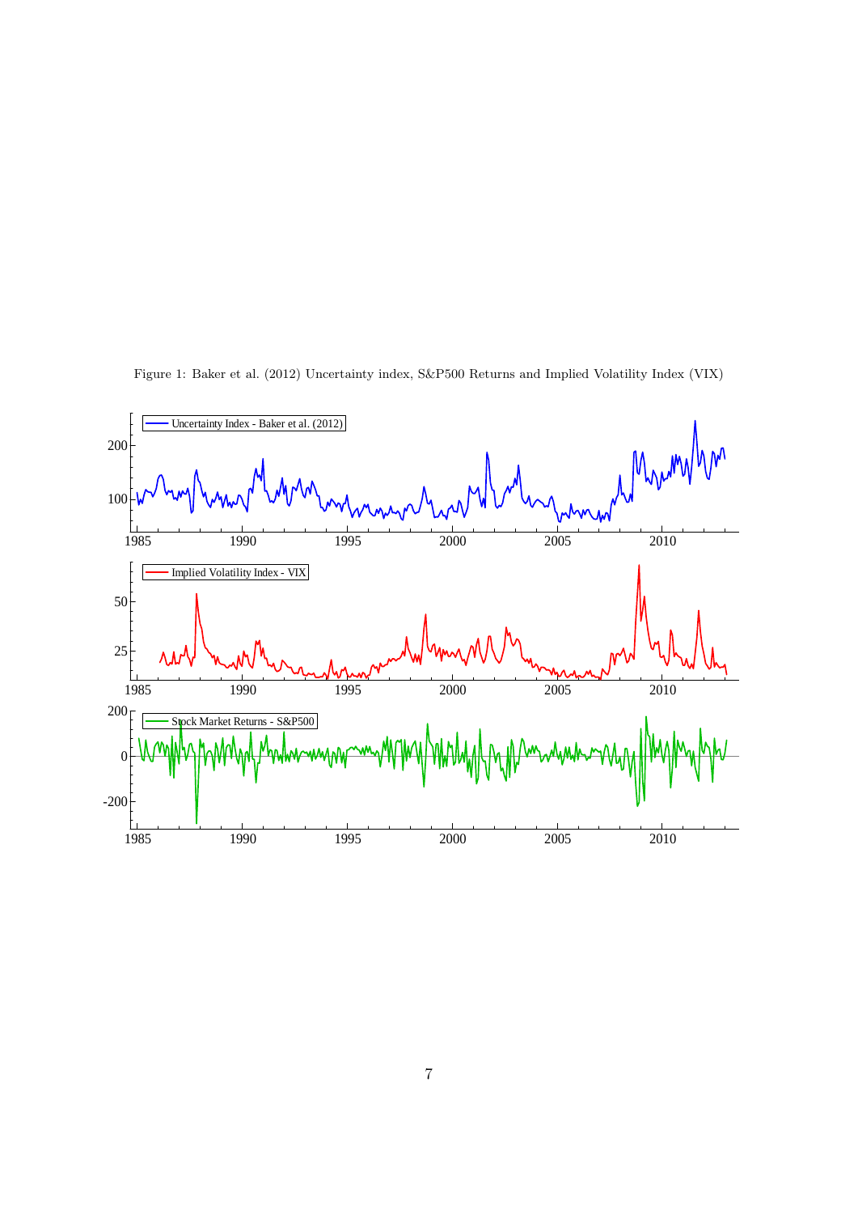Figure 1: Baker et al. (2012) Uncertainty index, S&P500 Returns and Implied Volatility Index (VIX)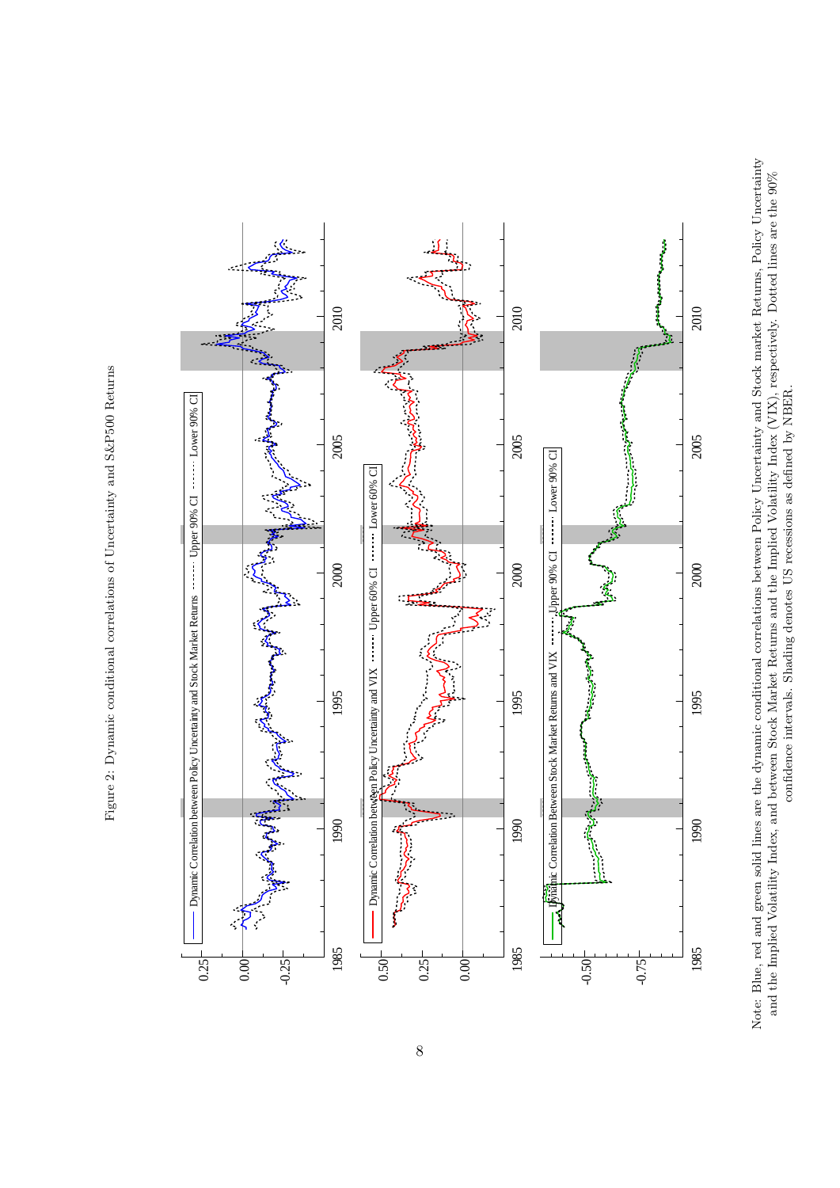Figure 2: Dynamic conditional correlations of Uncertainty and S&P500 Returns

Note: Blue, red and green solid lines are the dynamic conditional correlations between Policy Uncertainty and Stock market Returns, Policy Uncertainty and the Implied Volatility Index, and between Stock Market Returns and the Implied Volatility Index (VIX), respectively. Dotted lines are the 90% confidence intervals. Shading denotes US recessions as defined by NBER.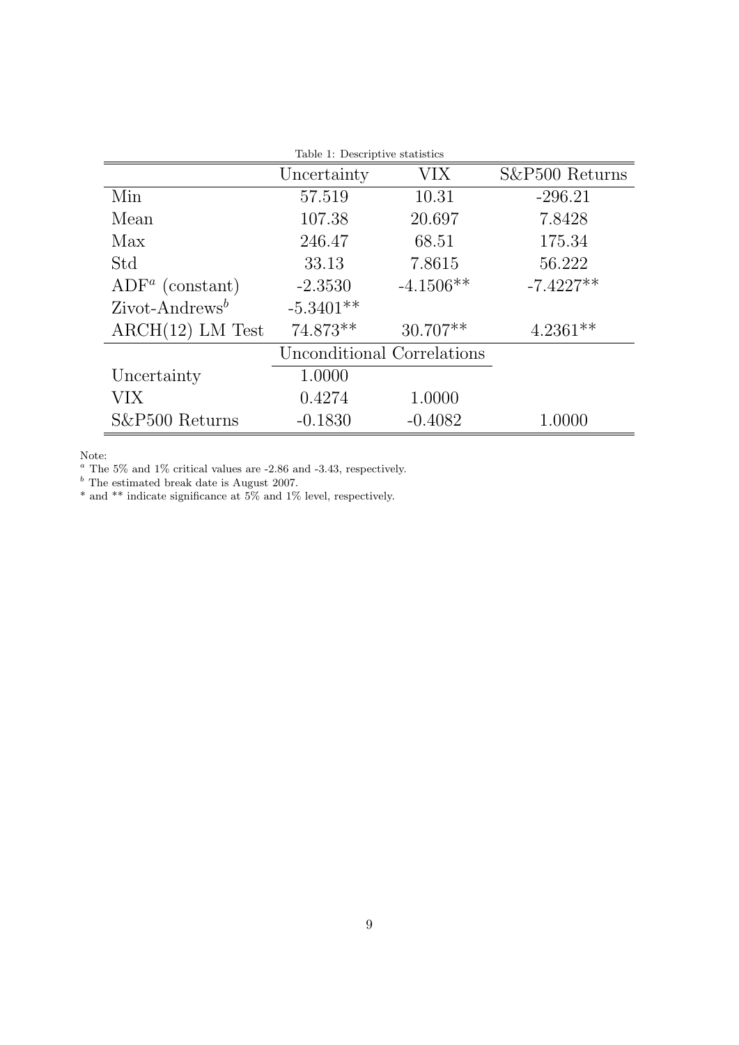Table 1: Descriptive statistics

| | Uncertainty | VIX | S&P500 Returns |
|---|---|---|---|
| Min | 57.519 | 10.31 | -296.21 |
| Mean | 107.38 | 20.697 | 7.8428 |
| Max | 246.47 | 68.51 | 175.34 |
| Std | 33.13 | 7.8615 | 56.222 |
| ADF[a] (constant) | -2.3530 | -4.1506** | -7.4227** |
| Zivot-Andrews[b] | -5.3401** | | |
| ARCH(12) LM Test | 74.873** | 30.707** | 4.2361** |
| | Unconditional Correlations | | |
| Uncertainty | 1.0000 | | |
| VIX | 0.4274 | 1.0000 | |
| S&P500 Returns | -0.1830 | -0.4082 | 1.0000 |

Note:

[a] The 5% and 1% critical values are -2.86 and -3.43, respectively.

[b] The estimated break date is August 2007.

\* and ** indicate significance at 5% and 1% level, respectively.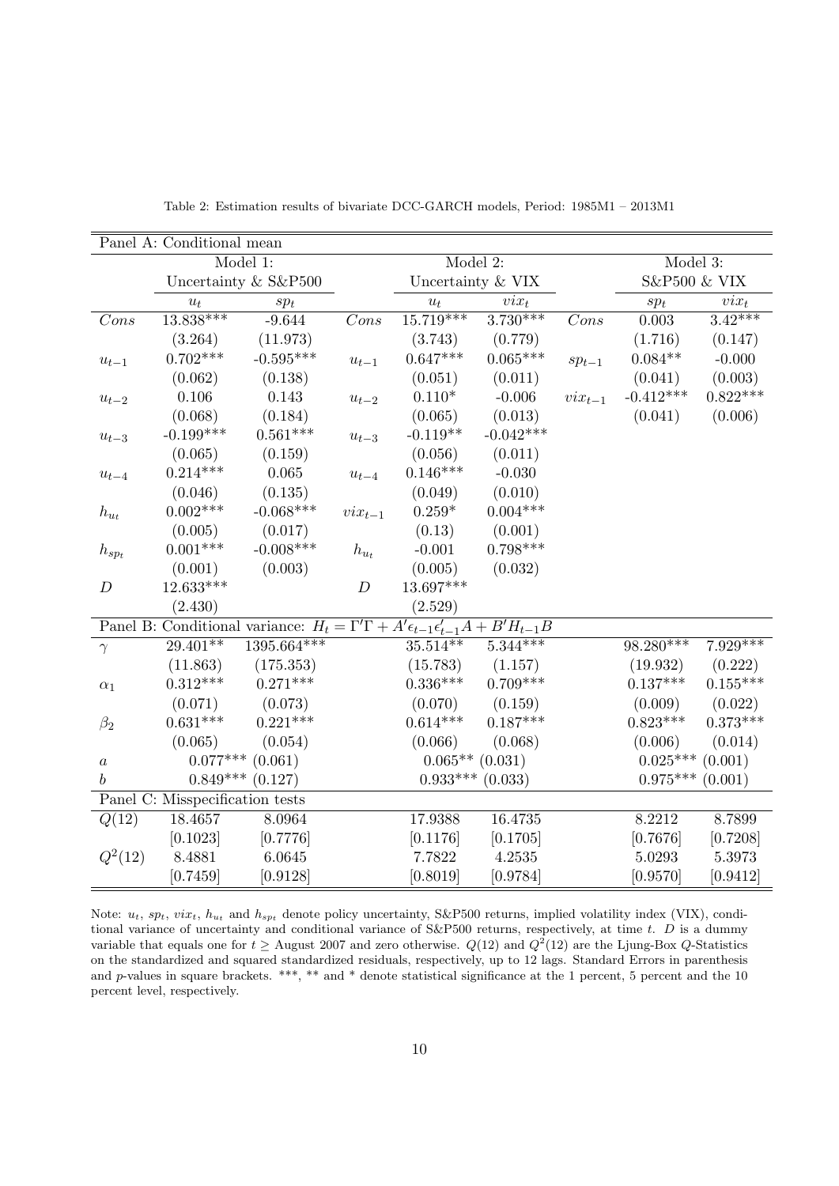Table 2: Estimation results of bivariate DCC-GARCH models, Period: 1985M1 – 2013M1

| Panel A: Conditional mean | | | | | | | | |
|---|---|---|---|---|---|---|---|---|
| | Model 1: Uncertainty & S&P500 | | | Model 2: Uncertainty & VIX | | | Model 3: S&P500 & VIX | |
| | $u_t$ | $sp_t$ | | $u_t$ | $vix_t$ | | $sp_t$ | $vix_t$ |
| $Cons$ | 13.838*** | -9.644 | $Cons$ | 15.719*** | 3.730*** | $Cons$ | 0.003 | 3.42*** |
| | (3.264) | (11.973) | | (3.743) | (0.779) | | (1.716) | (0.147) |
| $u_{t-1}$ | 0.702*** | -0.595*** | $u_{t-1}$ | 0.647*** | 0.065*** | $sp_{t-1}$ | 0.084** | -0.000 |
| | (0.062) | (0.138) | | (0.051) | (0.011) | | (0.041) | (0.003) |
| $u_{t-2}$ | 0.106 | 0.143 | $u_{t-2}$ | 0.110* | -0.006 | $vix_{t-1}$ | -0.412*** | 0.822*** |
| | (0.068) | (0.184) | | (0.065) | (0.013) | | (0.041) | (0.006) |
| $u_{t-3}$ | -0.199*** | 0.561*** | $u_{t-3}$ | -0.119** | -0.042*** | | | |
| | (0.065) | (0.159) | | (0.056) | (0.011) | | | |
| $u_{t-4}$ | 0.214*** | 0.065 | $u_{t-4}$ | 0.146*** | -0.030 | | | |
| | (0.046) | (0.135) | | (0.049) | (0.010) | | | |
| $h_{u_t}$ | 0.002*** | -0.068*** | $vix_{t-1}$ | 0.259* | 0.004*** | | | |
| | (0.005) | (0.017) | | (0.13) | (0.001) | | | |
| $h_{sp_t}$ | 0.001*** | -0.008*** | $h_{u_t}$ | -0.001 | 0.798*** | | | |
| | (0.001) | (0.003) | | (0.005) | (0.032) | | | |
| $D$ | 12.633*** | | $D$ | 13.697*** | | | | |
| | (2.430) | | | (2.529) | | | | |
| Panel B: Conditional variance: $H_t = \Gamma'\Gamma + A'\epsilon_{t-1}\epsilon'_{t-1}A + B'H_{t-1}B$ | | | | | | | | |
| $\gamma$ | 29.401** | 1395.664*** | | 35.514** | 5.344*** | | 98.280*** | 7.929*** |
| | (11.863) | (175.353) | | (15.783) | (1.157) | | (19.932) | (0.222) |
| $\alpha_1$ | 0.312*** | 0.271*** | | 0.336*** | 0.709*** | | 0.137*** | 0.155*** |
| | (0.071) | (0.073) | | (0.070) | (0.159) | | (0.009) | (0.022) |
| $\beta_2$ | 0.631*** | 0.221*** | | 0.614*** | 0.187*** | | 0.823*** | 0.373*** |
| | (0.065) | (0.054) | | (0.066) | (0.068) | | (0.006) | (0.014) |
| $a$ | 0.077*** (0.061) | | | 0.065** (0.031) | | | 0.025*** (0.001) | |
| $b$ | 0.849*** (0.127) | | | 0.933*** (0.033) | | | 0.975*** (0.001) | |
| Panel C: Misspecification tests | | | | | | | | |
| $Q(12)$ | 18.4657 | 8.0964 | | 17.9388 | 16.4735 | | 8.2212 | 8.7899 |
| | [0.1023] | [0.7776] | | [0.1176] | [0.1705] | | [0.7676] | [0.7208] |
| $Q^2(12)$ | 8.4881 | 6.0645 | | 7.7822 | 4.2535 | | 5.0293 | 5.3973 |
| | [0.7459] | [0.9128] | | [0.8019] | [0.9784] | | [0.9570] | [0.9412] |

Note: $u_t$, $sp_t$, $vix_t$, $h_{u_t}$ and $h_{sp_t}$ denote policy uncertainty, S&P500 returns, implied volatility index (VIX), conditional variance of uncertainty and conditional variance of S&P500 returns, respectively, at time $t$. $D$ is a dummy variable that equals one for $t \geq$ August 2007 and zero otherwise. $Q(12)$ and $Q^2(12)$ are the Ljung-Box $Q$-Statistics on the standardized and squared standardized residuals, respectively, up to 12 lags. Standard Errors in parenthesis and $p$-values in square brackets. ***, ** and * denote statistical significance at the 1 percent, 5 percent and the 10 percent level, respectively.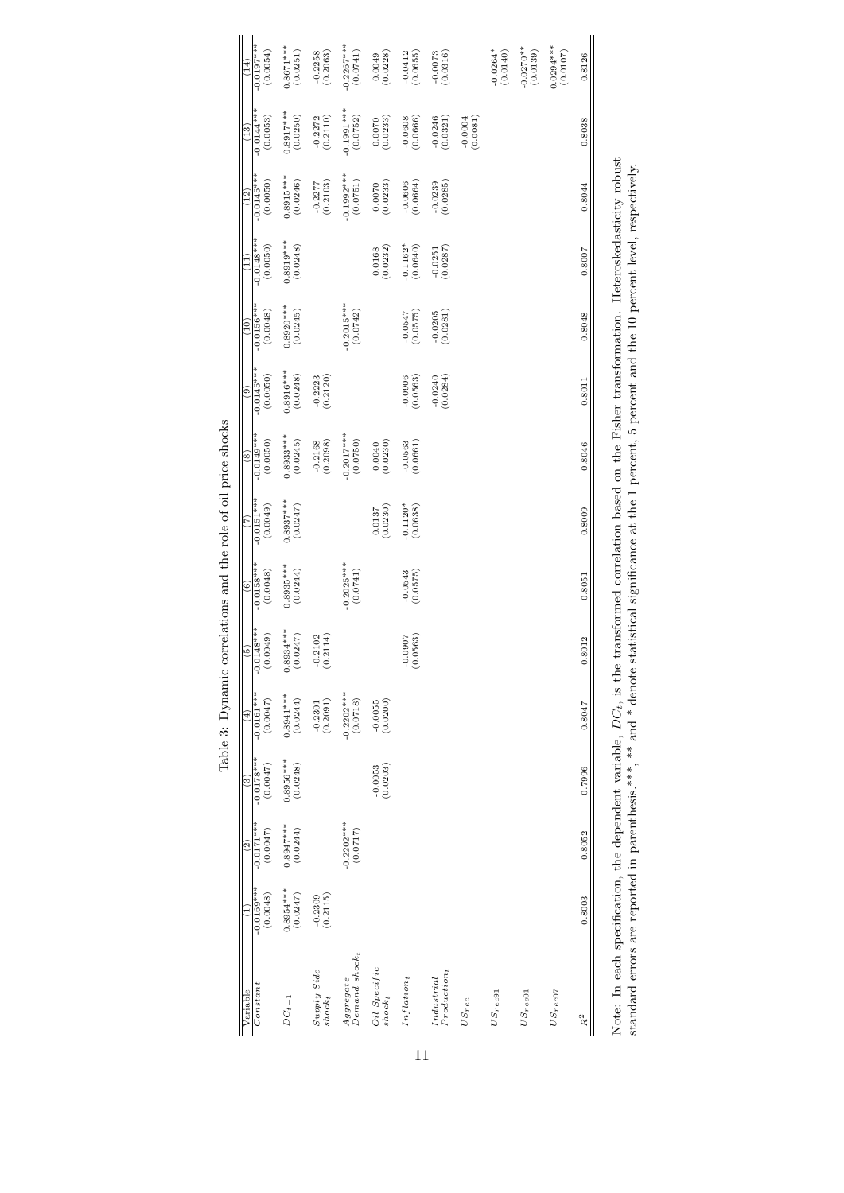Table 3: Dynamic correlations and the role of oil price shocks

| Variable | (1) | (2) | (3) | (4) | (5) | (6) | (7) | (8) | (9) | (10) | (11) | (12) | (13) | (14) |
|---|---|---|---|---|---|---|---|---|---|---|---|---|---|---|
| $Constant$ | -0.0169*** | -0.0171*** | -0.0178*** | -0.0161*** | -0.0148*** | -0.0158*** | -0.0151*** | -0.0149*** | -0.0145*** | -0.0156*** | -0.0148*** | -0.0145*** | -0.0144*** | -0.0197*** |
| | (0.0048) | (0.0047) | (0.0047) | (0.0047) | (0.0049) | (0.0048) | (0.0049) | (0.0050) | (0.0050) | (0.0048) | (0.0050) | (0.0050) | (0.0053) | (0.0054) |
| $DC_{t-1}$ | 0.8954*** | 0.8947*** | 0.8956*** | 0.8941*** | 0.8934*** | 0.8935*** | 0.8937*** | 0.8933*** | 0.8916*** | 0.8920*** | 0.8919*** | 0.8915*** | 0.8917*** | 0.8671*** |
| | (0.0247) | (0.0244) | (0.0248) | (0.0244) | (0.0247) | (0.0244) | (0.0247) | (0.0245) | (0.0248) | (0.0245) | (0.0248) | (0.0246) | (0.0250) | (0.0251) |
| $Supply\ Side\ shock_t$ | -0.2309 | | | -0.2301 | -0.2102 | | | -0.2168 | -0.2223 | | | -0.2277 | -0.2272 | -0.2258 |
| | (0.2115) | | | (0.2091) | (0.2114) | | | (0.2098) | (0.2120) | | | (0.2103) | (0.2110) | (0.2063) |
| $Aggregate\ Demand\ shock_t$ | | -0.2202*** | | -0.2202*** | | -0.2025*** | | -0.2017*** | | -0.2015*** | | -0.1992*** | -0.1991*** | -0.2267*** |
| | | (0.0717) | | (0.0718) | | (0.0741) | | (0.0750) | | (0.0742) | | (0.0751) | (0.0752) | (0.0741) |
| $Oil\ Specific\ shock_t$ | | | -0.0053 | -0.0055 | | | 0.0137 | 0.0040 | | | 0.0168 | 0.0070 | 0.0070 | 0.0049 |
| | | | (0.0203) | (0.0200) | | | (0.0230) | (0.0230) | | | (0.0232) | (0.0233) | (0.0233) | (0.0228) |
| $Inflation_t$ | | | | | -0.0907 | -0.0543 | -0.1120* | -0.0563 | -0.0906 | -0.0547 | -0.1162* | -0.0606 | -0.0608 | -0.0412 |
| | | | | | (0.0563) | (0.0575) | (0.0638) | (0.0661) | (0.0563) | (0.0575) | (0.0640) | (0.0664) | (0.0666) | (0.0655) |
| $Industrial\ Production_t$ | | | | | | | | | -0.0240 | -0.0205 | -0.0251 | -0.0239 | -0.0246 | -0.0073 |
| | | | | | | | | | (0.0284) | (0.0281) | (0.0287) | (0.0285) | (0.0321) | (0.0316) |
| $US_{rec}$ | | | | | | | | | | | | | -0.0004 | |
| | | | | | | | | | | | | | (0.0081) | |
| $US_{rec91}$ | | | | | | | | | | | | | | -0.0264* |
| | | | | | | | | | | | | | | (0.0140) |
| $US_{rec01}$ | | | | | | | | | | | | | | -0.0270** |
| | | | | | | | | | | | | | | (0.0139) |
| $US_{rec07}$ | | | | | | | | | | | | | | 0.0294*** |
| | | | | | | | | | | | | | | (0.0107) |
| $R^2$ | 0.8003 | 0.8052 | 0.7996 | 0.8047 | 0.8012 | 0.8051 | 0.8009 | 0.8046 | 0.8011 | 0.8048 | 0.8007 | 0.8044 | 0.8038 | 0.8126 |

Note: In each specification, the dependent variable, $DC_t$, is the transformed correlation based on the Fisher transformation. Heteroskedasticity robust standard errors are reported in parenthesis.***, ** and * denote statistical significance at the 1 percent, 5 percent and the 10 percent level, respectively.